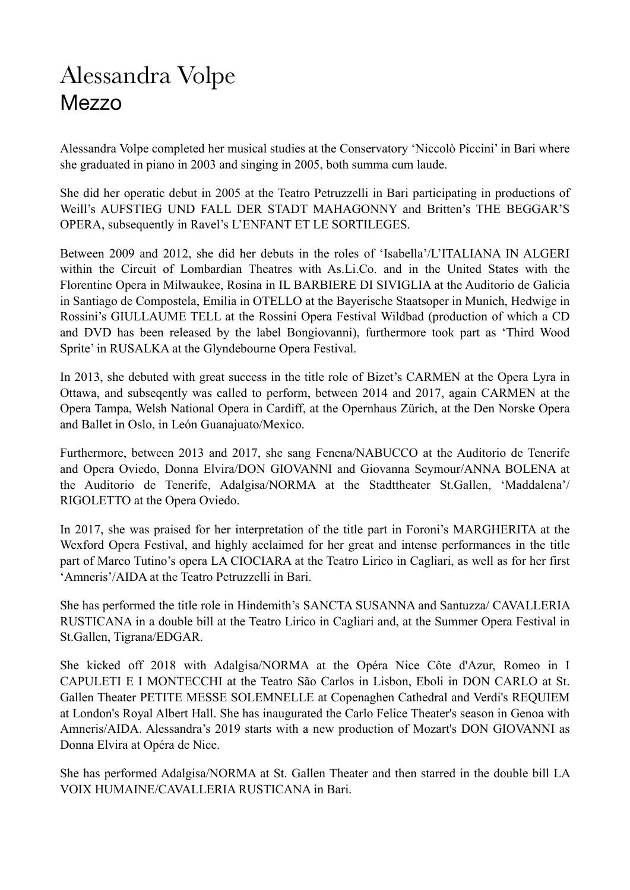# Alessandra Volpe
## Mezzo

Alessandra Volpe completed her musical studies at the Conservatory 'Niccolò Piccini' in Bari where she graduated in piano in 2003 and singing in 2005, both summa cum laude.

She did her operatic debut in 2005 at the Teatro Petruzzelli in Bari participating in productions of Weill's AUFSTIEG UND FALL DER STADT MAHAGONNY and Britten's THE BEGGAR'S OPERA, subsequently in Ravel's L'ENFANT ET LE SORTILEGES.

Between 2009 and 2012, she did her debuts in the roles of 'Isabella'/L'ITALIANA IN ALGERI within the Circuit of Lombardian Theatres with As.Li.Co. and in the United States with the Florentine Opera in Milwaukee, Rosina in IL BARBIERE DI SIVIGLIA at the Auditorio de Galicia in Santiago de Compostela, Emilia in OTELLO at the Bayerische Staatsoper in Munich, Hedwige in Rossini's GIULLAUME TELL at the Rossini Opera Festival Wildbad (production of which a CD and DVD has been released by the label Bongiovanni), furthermore took part as 'Third Wood Sprite' in RUSALKA at the Glyndebourne Opera Festival.

In 2013, she debuted with great success in the title role of Bizet's CARMEN at the Opera Lyra in Ottawa, and subseqently was called to perform, between 2014 and 2017, again CARMEN at the Opera Tampa, Welsh National Opera in Cardiff, at the Opernhaus Zürich, at the Den Norske Opera and Ballet in Oslo, in León Guanajuato/Mexico.

Furthermore, between 2013 and 2017, she sang Fenena/NABUCCO at the Auditorio de Tenerife and Opera Oviedo, Donna Elvira/DON GIOVANNI and Giovanna Seymour/ANNA BOLENA at the Auditorio de Tenerife, Adalgisa/NORMA at the Stadttheater St.Gallen, 'Maddalena'/ RIGOLETTO at the Opera Oviedo.

In 2017, she was praised for her interpretation of the title part in Foroni's MARGHERITA at the Wexford Opera Festival, and highly acclaimed for her great and intense performances in the title part of Marco Tutino's opera LA CIOCIARA at the Teatro Lirico in Cagliari, as well as for her first 'Amneris'/AIDA at the Teatro Petruzzelli in Bari.

She has performed the title role in Hindemith's SANCTA SUSANNA and Santuzza/ CAVALLERIA RUSTICANA in a double bill at the Teatro Lirico in Cagliari and, at the Summer Opera Festival in St.Gallen, Tigrana/EDGAR.

She kicked off 2018 with Adalgisa/NORMA at the Opéra Nice Côte d'Azur, Romeo in I CAPULETI E I MONTECCHI at the Teatro São Carlos in Lisbon, Eboli in DON CARLO at St. Gallen Theater PETITE MESSE SOLEMNELLE at Copenaghen Cathedral and Verdi's REQUIEM at London's Royal Albert Hall. She has inaugurated the Carlo Felice Theater's season in Genoa with Amneris/AIDA. Alessandra's 2019 starts with a new production of Mozart's DON GIOVANNI as Donna Elvira at Opéra de Nice.

She has performed Adalgisa/NORMA at St. Gallen Theater and then starred in the double bill LA VOIX HUMAINE/CAVALLERIA RUSTICANA in Bari.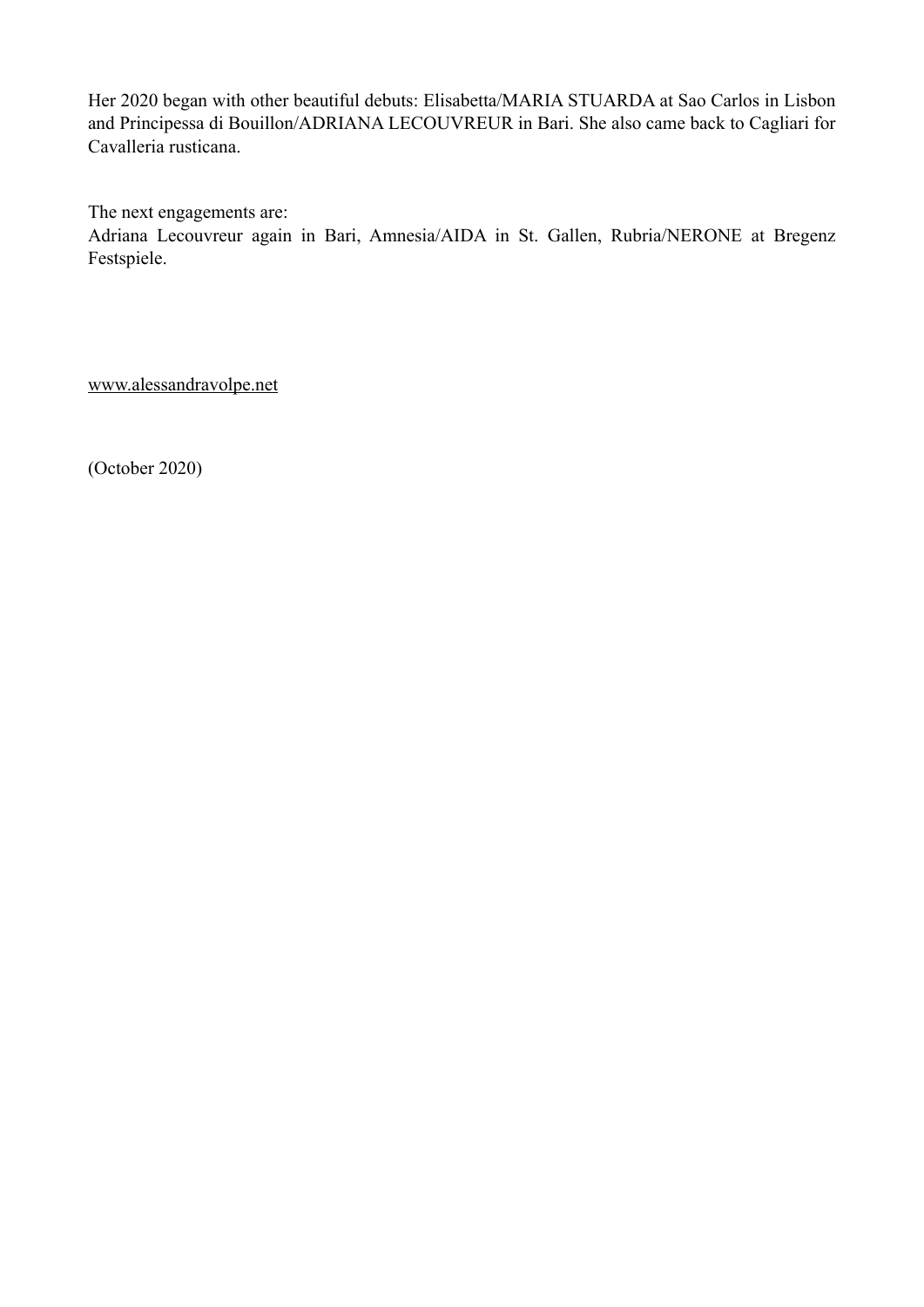Her 2020 began with other beautiful debuts: Elisabetta/MARIA STUARDA at Sao Carlos in Lisbon and Principessa di Bouillon/ADRIANA LECOUVREUR in Bari. She also came back to Cagliari for Cavalleria rusticana.

The next engagements are:
Adriana Lecouvreur again in Bari, Amnesia/AIDA in St. Gallen, Rubria/NERONE at Bregenz Festspiele.

www.alessandravolpe.net

(October 2020)